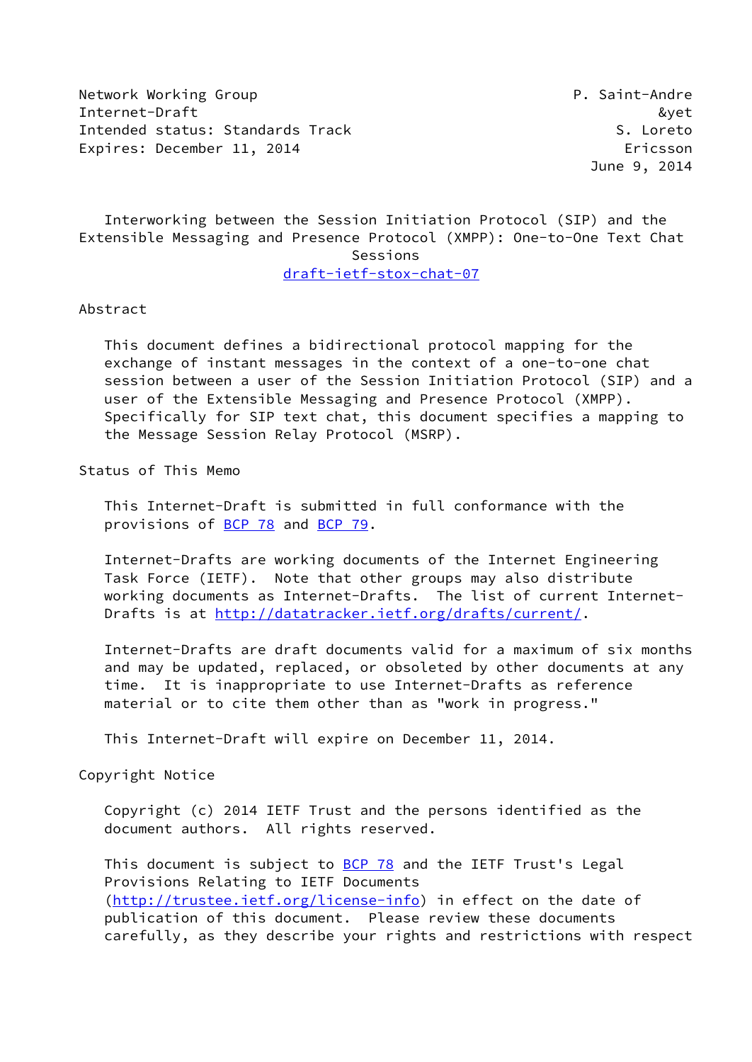Network Working Group P. Saint-Andre
Internet-Draft &yet
Intended status: Standards Track S. Loreto
Expires: December 11, 2014 Ericsson
June 9, 2014

# Interworking between the Session Initiation Protocol (SIP) and the Extensible Messaging and Presence Protocol (XMPP): One-to-One Text Chat Sessions

draft-ietf-stox-chat-07

## Abstract

This document defines a bidirectional protocol mapping for the exchange of instant messages in the context of a one-to-one chat session between a user of the Session Initiation Protocol (SIP) and a user of the Extensible Messaging and Presence Protocol (XMPP). Specifically for SIP text chat, this document specifies a mapping to the Message Session Relay Protocol (MSRP).

## Status of This Memo

This Internet-Draft is submitted in full conformance with the provisions of BCP 78 and BCP 79.

Internet-Drafts are working documents of the Internet Engineering Task Force (IETF). Note that other groups may also distribute working documents as Internet-Drafts. The list of current Internet-Drafts is at http://datatracker.ietf.org/drafts/current/.

Internet-Drafts are draft documents valid for a maximum of six months and may be updated, replaced, or obsoleted by other documents at any time. It is inappropriate to use Internet-Drafts as reference material or to cite them other than as "work in progress."

This Internet-Draft will expire on December 11, 2014.

## Copyright Notice

Copyright (c) 2014 IETF Trust and the persons identified as the document authors. All rights reserved.

This document is subject to BCP 78 and the IETF Trust's Legal Provisions Relating to IETF Documents (http://trustee.ietf.org/license-info) in effect on the date of publication of this document. Please review these documents carefully, as they describe your rights and restrictions with respect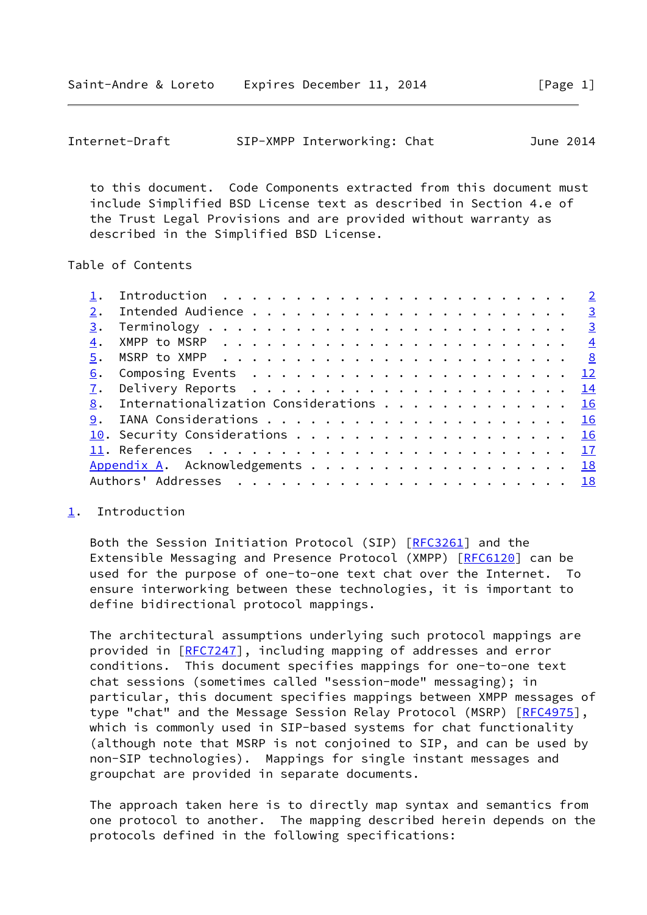to this document. Code Components extracted from this document must include Simplified BSD License text as described in Section 4.e of the Trust Legal Provisions and are provided without warranty as described in the Simplified BSD License.

Table of Contents

1. Introduction . . . . . . . . . . . . . . . . . . . . . . . . 2
2. Intended Audience . . . . . . . . . . . . . . . . . . . . . 3
3. Terminology . . . . . . . . . . . . . . . . . . . . . . . . 3
4. XMPP to MSRP . . . . . . . . . . . . . . . . . . . . . . . . 4
5. MSRP to XMPP . . . . . . . . . . . . . . . . . . . . . . . . 8
6. Composing Events . . . . . . . . . . . . . . . . . . . . . . 12
7. Delivery Reports . . . . . . . . . . . . . . . . . . . . . . 14
8. Internationalization Considerations . . . . . . . . . . . . . 16
9. IANA Considerations . . . . . . . . . . . . . . . . . . . . . 16
10. Security Considerations . . . . . . . . . . . . . . . . . . . 16
11. References . . . . . . . . . . . . . . . . . . . . . . . . . 17
Appendix A. Acknowledgements . . . . . . . . . . . . . . . . . . 18
Authors' Addresses . . . . . . . . . . . . . . . . . . . . . . . 18

## 1. Introduction

Both the Session Initiation Protocol (SIP) [RFC3261] and the Extensible Messaging and Presence Protocol (XMPP) [RFC6120] can be used for the purpose of one-to-one text chat over the Internet. To ensure interworking between these technologies, it is important to define bidirectional protocol mappings.

The architectural assumptions underlying such protocol mappings are provided in [RFC7247], including mapping of addresses and error conditions. This document specifies mappings for one-to-one text chat sessions (sometimes called "session-mode" messaging); in particular, this document specifies mappings between XMPP messages of type "chat" and the Message Session Relay Protocol (MSRP) [RFC4975], which is commonly used in SIP-based systems for chat functionality (although note that MSRP is not conjoined to SIP, and can be used by non-SIP technologies). Mappings for single instant messages and groupchat are provided in separate documents.

The approach taken here is to directly map syntax and semantics from one protocol to another. The mapping described herein depends on the protocols defined in the following specifications: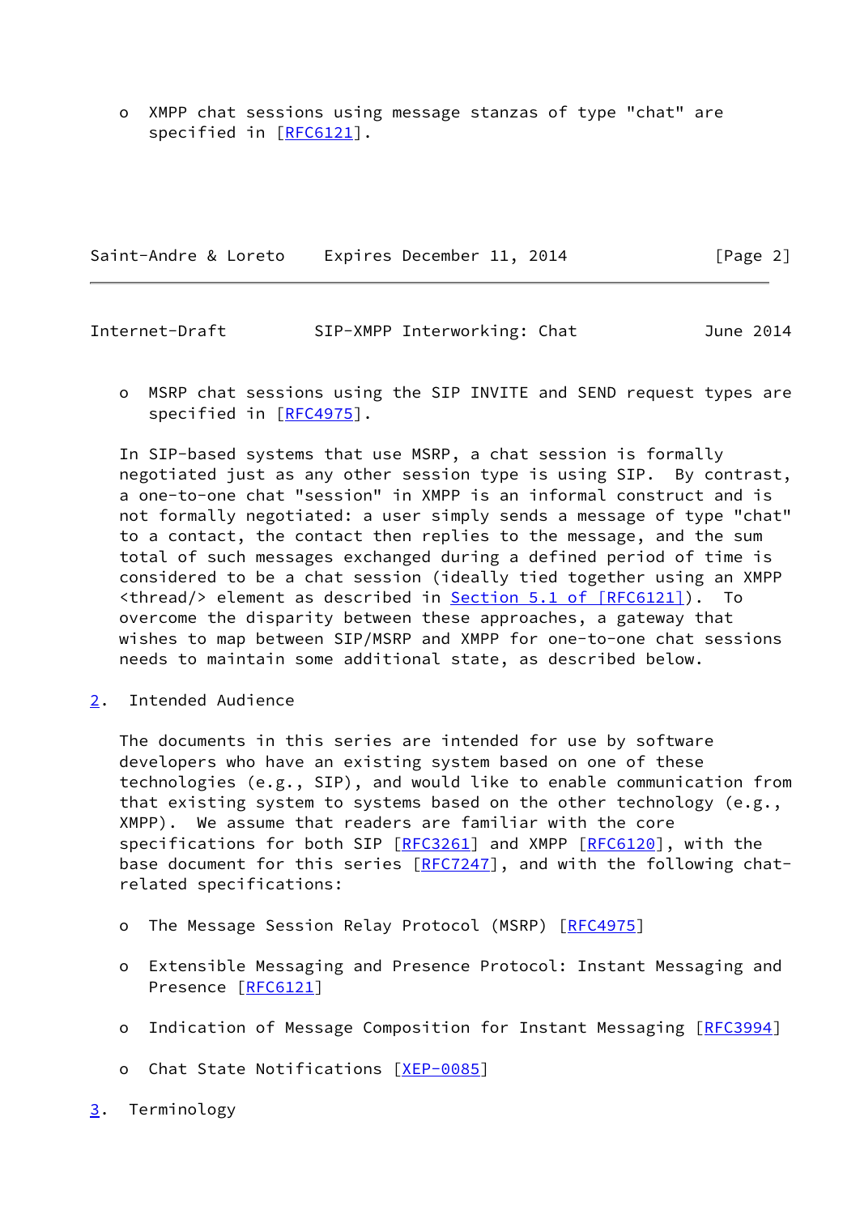- XMPP chat sessions using message stanzas of type "chat" are specified in [RFC6121].

- MSRP chat sessions using the SIP INVITE and SEND request types are specified in [RFC4975].

In SIP-based systems that use MSRP, a chat session is formally negotiated just as any other session type is using SIP. By contrast, a one-to-one chat "session" in XMPP is an informal construct and is not formally negotiated: a user simply sends a message of type "chat" to a contact, the contact then replies to the message, and the sum total of such messages exchanged during a defined period of time is considered to be a chat session (ideally tied together using an XMPP <thread/> element as described in Section 5.1 of [RFC6121]). To overcome the disparity between these approaches, a gateway that wishes to map between SIP/MSRP and XMPP for one-to-one chat sessions needs to maintain some additional state, as described below.

## 2. Intended Audience

The documents in this series are intended for use by software developers who have an existing system based on one of these technologies (e.g., SIP), and would like to enable communication from that existing system to systems based on the other technology (e.g., XMPP). We assume that readers are familiar with the core specifications for both SIP [RFC3261] and XMPP [RFC6120], with the base document for this series [RFC7247], and with the following chat-related specifications:

- The Message Session Relay Protocol (MSRP) [RFC4975]

- Extensible Messaging and Presence Protocol: Instant Messaging and Presence [RFC6121]

- Indication of Message Composition for Instant Messaging [RFC3994]

- Chat State Notifications [XEP-0085]

## 3. Terminology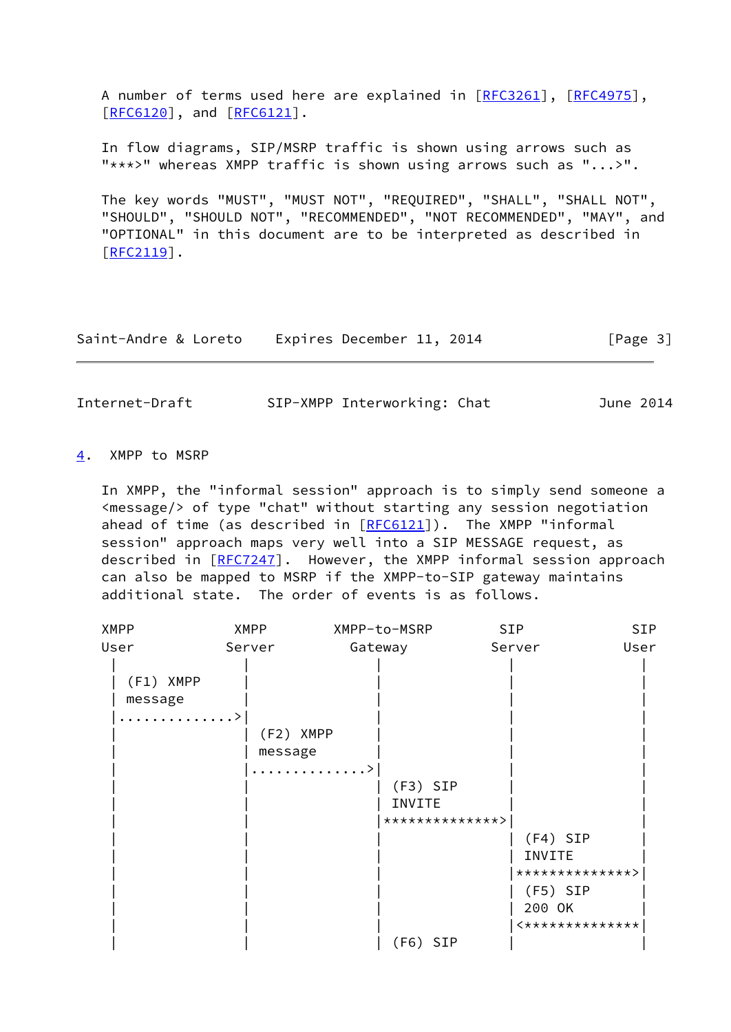A number of terms used here are explained in [RFC3261], [RFC4975], [RFC6120], and [RFC6121].

In flow diagrams, SIP/MSRP traffic is shown using arrows such as "***>" whereas XMPP traffic is shown using arrows such as "...>".

The key words "MUST", "MUST NOT", "REQUIRED", "SHALL", "SHALL NOT", "SHOULD", "SHOULD NOT", "RECOMMENDED", "NOT RECOMMENDED", "MAY", and "OPTIONAL" in this document are to be interpreted as described in [RFC2119].

## 4. XMPP to MSRP

In XMPP, the "informal session" approach is to simply send someone a <message/> of type "chat" without starting any session negotiation ahead of time (as described in [RFC6121]). The XMPP "informal session" approach maps very well into a SIP MESSAGE request, as described in [RFC7247]. However, the XMPP informal session approach can also be mapped to MSRP if the XMPP-to-SIP gateway maintains additional state. The order of events is as follows.

```
XMPP            XMPP        XMPP-to-MSRP      SIP           SIP
User           Server         Gateway        Server         User
  |               |               |               |               |
  | (F1) XMPP     |               |               |               |
  | message       |               |               |               |
  |..............>|               |               |               |
  |               | (F2) XMPP     |               |               |
  |               | message       |               |               |
  |               |..............>|               |               |
  |               |               | (F3) SIP      |               |
  |               |               | INVITE        |               |
  |               |               |**************>|               |
  |               |               |               | (F4) SIP      |
  |               |               |               | INVITE        |
  |               |               |               |**************>|
  |               |               |               | (F5) SIP      |
  |               |               |               | 200 OK        |
  |               |               |               |<**************|
  |               |               | (F6) SIP      |               |
```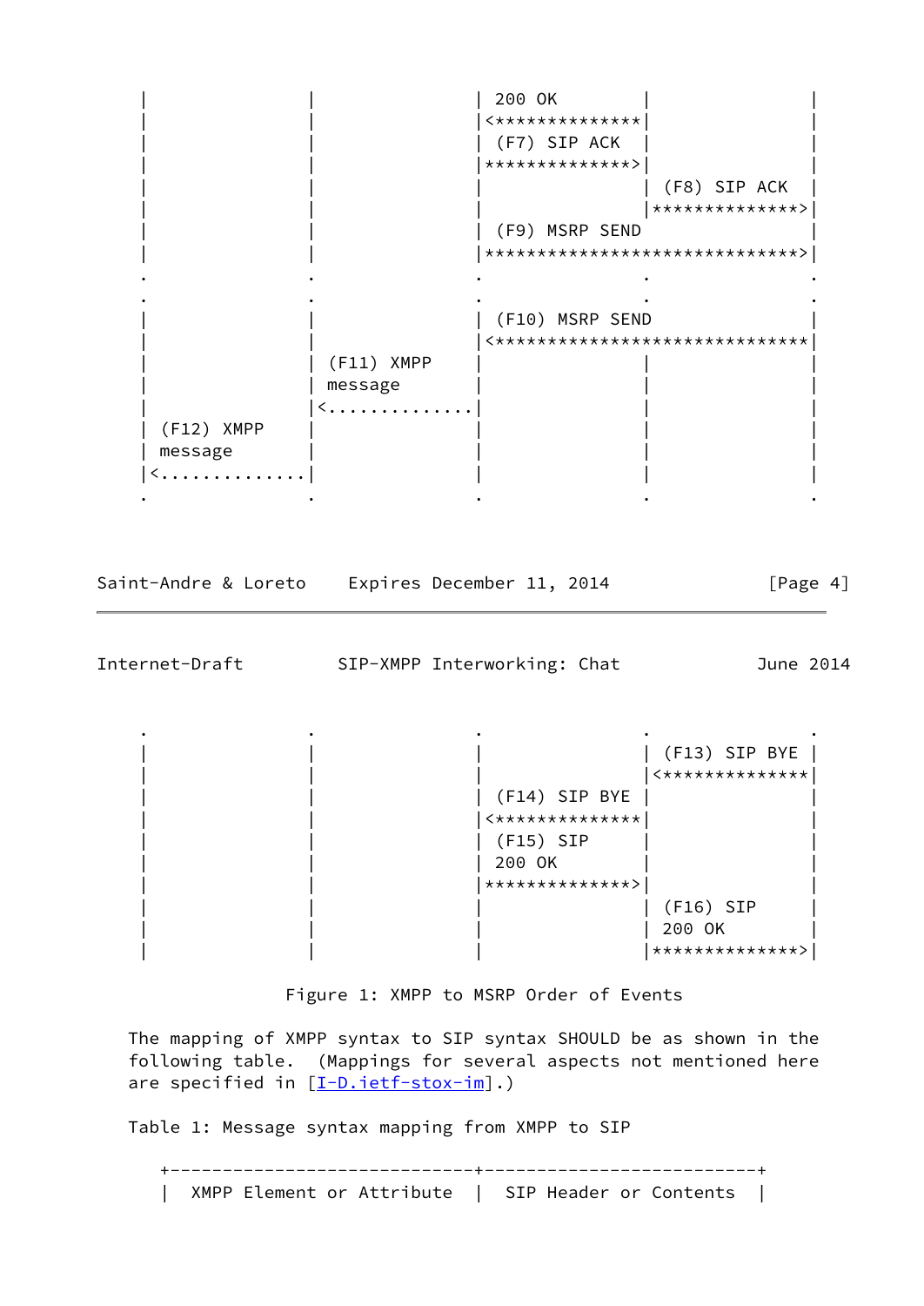```
   |              |              | 200 OK       |              |
   |              |              |<*************|              |
   |              |              | (F7) SIP ACK |              |
   |              |              |*************>|              |
   |              |              |              | (F8) SIP ACK |
   |              |              |              |*************>|
   |              |              | (F9) MSRP SEND              |
   |              |              |****************************>|
   .              .              .              .              .
   .              .              .              .              .
   |              |              | (F10) MSRP SEND             |
   |              |              |<****************************|
   |              | (F11) XMPP   |              |              |
   |              | message      |              |              |
   |              |<.............|              |              |
   | (F12) XMPP   |              |              |              |
   | message      |              |              |              |
   |<.............|              |              |              |
   .              .              .              .              .
```

```
   .              .              .              .              .
   |              |              |              | (F13) SIP BYE |
   |              |              |              |<*************|
   |              |              | (F14) SIP BYE |             |
   |              |              |<*************|              |
   |              |              | (F15) SIP    |              |
   |              |              | 200 OK       |              |
   |              |              |*************>|              |
   |              |              |              | (F16) SIP    |
   |              |              |              | 200 OK       |
   |              |              |              |*************>|
```

Figure 1: XMPP to MSRP Order of Events

The mapping of XMPP syntax to SIP syntax SHOULD be as shown in the following table. (Mappings for several aspects not mentioned here are specified in [I-D.ietf-stox-im].)

Table 1: Message syntax mapping from XMPP to SIP

| XMPP Element or Attribute | SIP Header or Contents |
|---|---|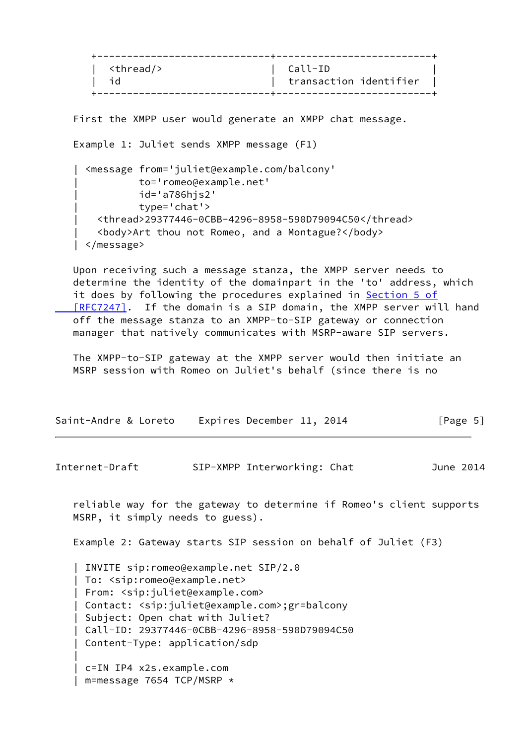| <thread/> id | Call-ID transaction identifier |
|---|---|

First the XMPP user would generate an XMPP chat message.

Example 1: Juliet sends XMPP message (F1)

```
| <message from='juliet@example.com/balcony'
|          to='romeo@example.net'
|          id='a786hjs2'
|          type='chat'>
|   <thread>29377446-0CBB-4296-8958-590D79094C50</thread>
|   <body>Art thou not Romeo, and a Montague?</body>
| </message>
```

Upon receiving such a message stanza, the XMPP server needs to determine the identity of the domainpart in the 'to' address, which it does by following the procedures explained in Section 5 of [RFC7247]. If the domain is a SIP domain, the XMPP server will hand off the message stanza to an XMPP-to-SIP gateway or connection manager that natively communicates with MSRP-aware SIP servers.

The XMPP-to-SIP gateway at the XMPP server would then initiate an MSRP session with Romeo on Juliet's behalf (since there is no reliable way for the gateway to determine if Romeo's client supports MSRP, it simply needs to guess).

Example 2: Gateway starts SIP session on behalf of Juliet (F3)

```
| INVITE sip:romeo@example.net SIP/2.0
| To: <sip:romeo@example.net>
| From: <sip:juliet@example.com>
| Contact: <sip:juliet@example.com>;gr=balcony
| Subject: Open chat with Juliet?
| Call-ID: 29377446-0CBB-4296-8958-590D79094C50
| Content-Type: application/sdp
|
| c=IN IP4 x2s.example.com
| m=message 7654 TCP/MSRP *
```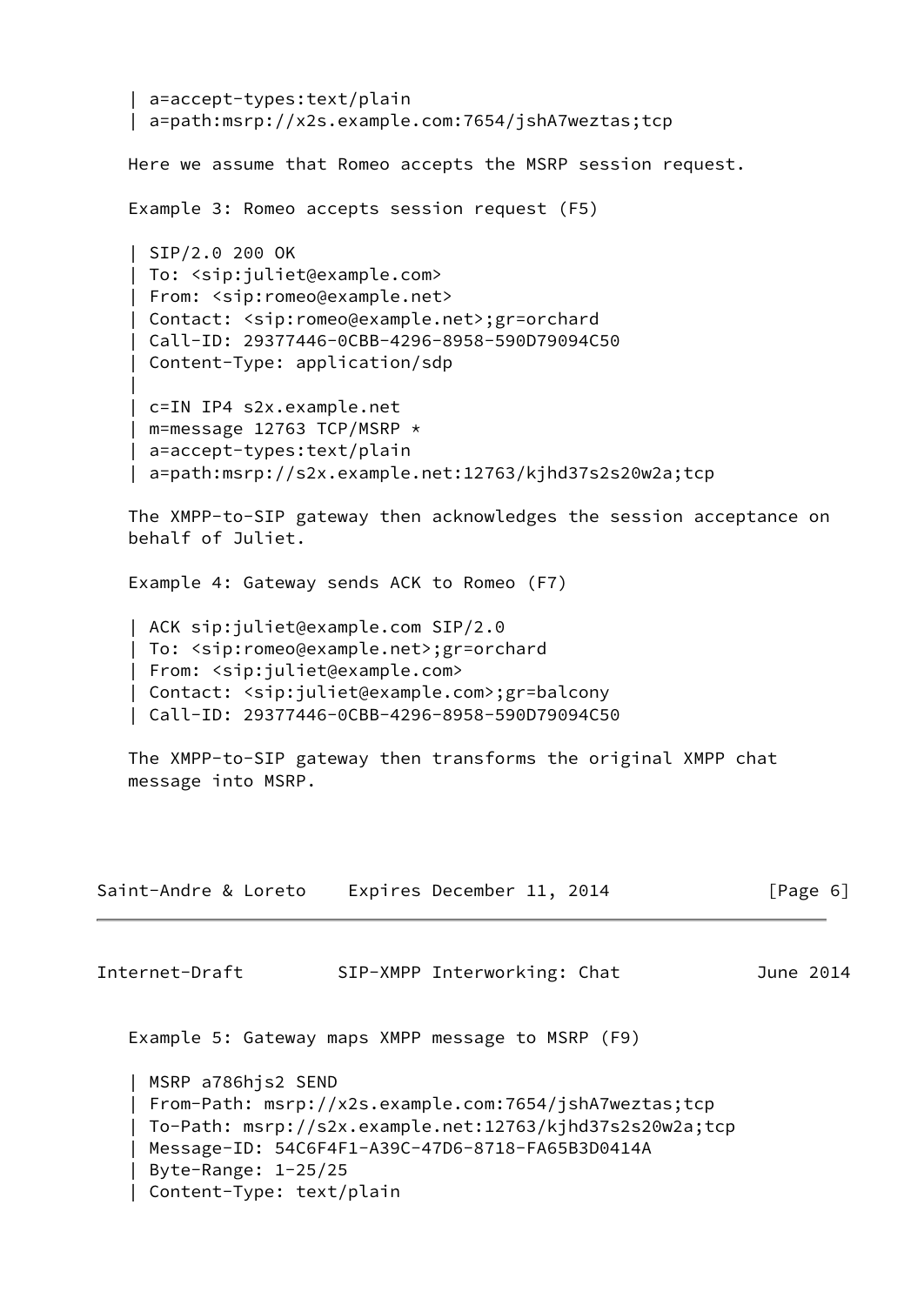```
| a=accept-types:text/plain
| a=path:msrp://x2s.example.com:7654/jshA7weztas;tcp
```

Here we assume that Romeo accepts the MSRP session request.

Example 3: Romeo accepts session request (F5)

```
| SIP/2.0 200 OK
| To: <sip:juliet@example.com>
| From: <sip:romeo@example.net>
| Contact: <sip:romeo@example.net>;gr=orchard
| Call-ID: 29377446-0CBB-4296-8958-590D79094C50
| Content-Type: application/sdp
|
| c=IN IP4 s2x.example.net
| m=message 12763 TCP/MSRP *
| a=accept-types:text/plain
| a=path:msrp://s2x.example.net:12763/kjhd37s2s20w2a;tcp
```

The XMPP-to-SIP gateway then acknowledges the session acceptance on behalf of Juliet.

Example 4: Gateway sends ACK to Romeo (F7)

```
| ACK sip:juliet@example.com SIP/2.0
| To: <sip:romeo@example.net>;gr=orchard
| From: <sip:juliet@example.com>
| Contact: <sip:juliet@example.com>;gr=balcony
| Call-ID: 29377446-0CBB-4296-8958-590D79094C50
```

The XMPP-to-SIP gateway then transforms the original XMPP chat message into MSRP.

Example 5: Gateway maps XMPP message to MSRP (F9)

```
| MSRP a786hjs2 SEND
| From-Path: msrp://x2s.example.com:7654/jshA7weztas;tcp
| To-Path: msrp://s2x.example.net:12763/kjhd37s2s20w2a;tcp
| Message-ID: 54C6F4F1-A39C-47D6-8718-FA65B3D0414A
| Byte-Range: 1-25/25
| Content-Type: text/plain
```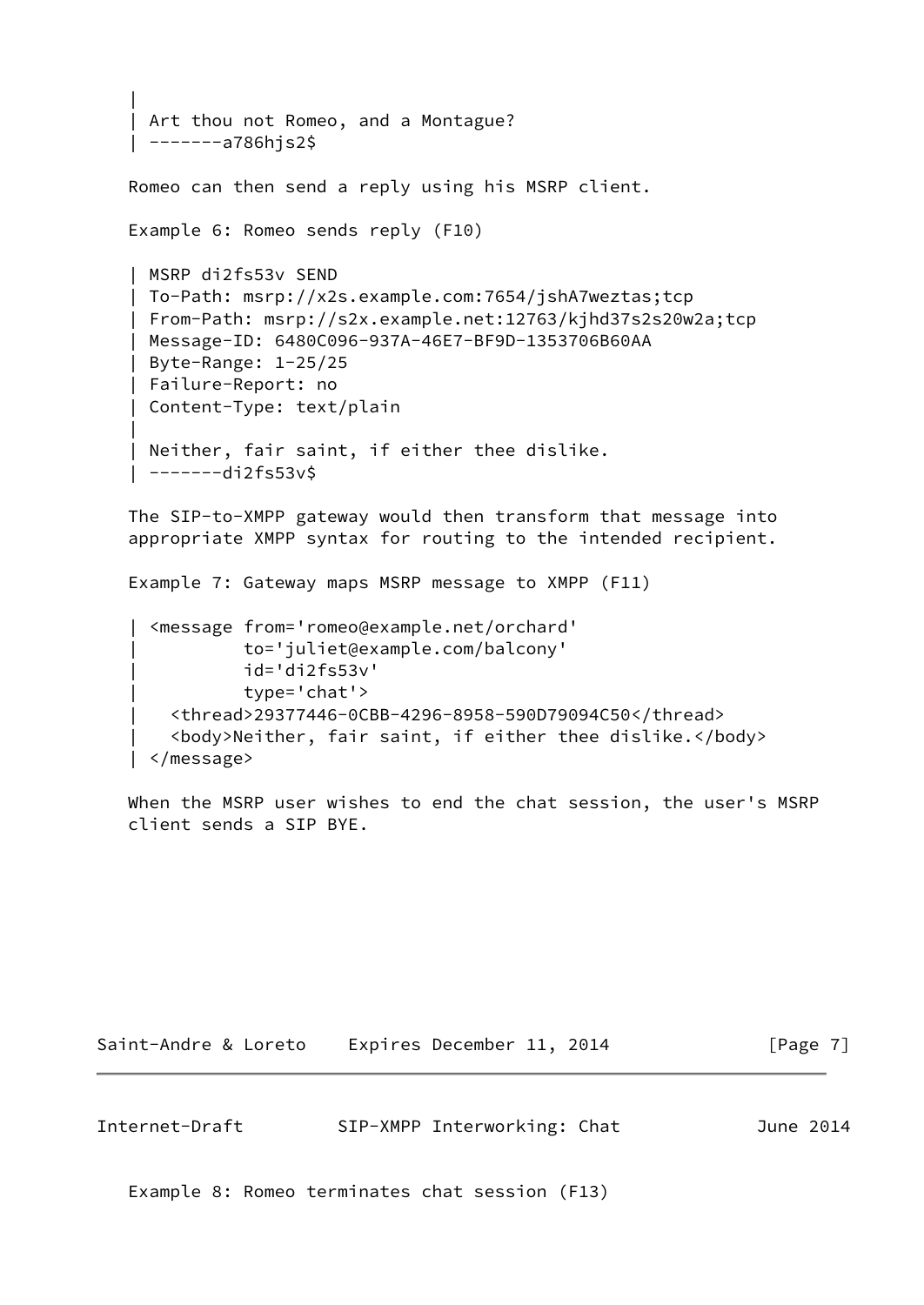```
|
| Art thou not Romeo, and a Montague?
| -------a786hjs2$
```

Romeo can then send a reply using his MSRP client.

Example 6: Romeo sends reply (F10)

```
| MSRP di2fs53v SEND
| To-Path: msrp://x2s.example.com:7654/jshA7weztas;tcp
| From-Path: msrp://s2x.example.net:12763/kjhd37s2s20w2a;tcp
| Message-ID: 6480C096-937A-46E7-BF9D-1353706B60AA
| Byte-Range: 1-25/25
| Failure-Report: no
| Content-Type: text/plain
|
| Neither, fair saint, if either thee dislike.
| -------di2fs53v$
```

The SIP-to-XMPP gateway would then transform that message into appropriate XMPP syntax for routing to the intended recipient.

Example 7: Gateway maps MSRP message to XMPP (F11)

```
| <message from='romeo@example.net/orchard'
|          to='juliet@example.com/balcony'
|          id='di2fs53v'
|          type='chat'>
|   <thread>29377446-0CBB-4296-8958-590D79094C50</thread>
|   <body>Neither, fair saint, if either thee dislike.</body>
| </message>
```

When the MSRP user wishes to end the chat session, the user's MSRP client sends a SIP BYE.

Example 8: Romeo terminates chat session (F13)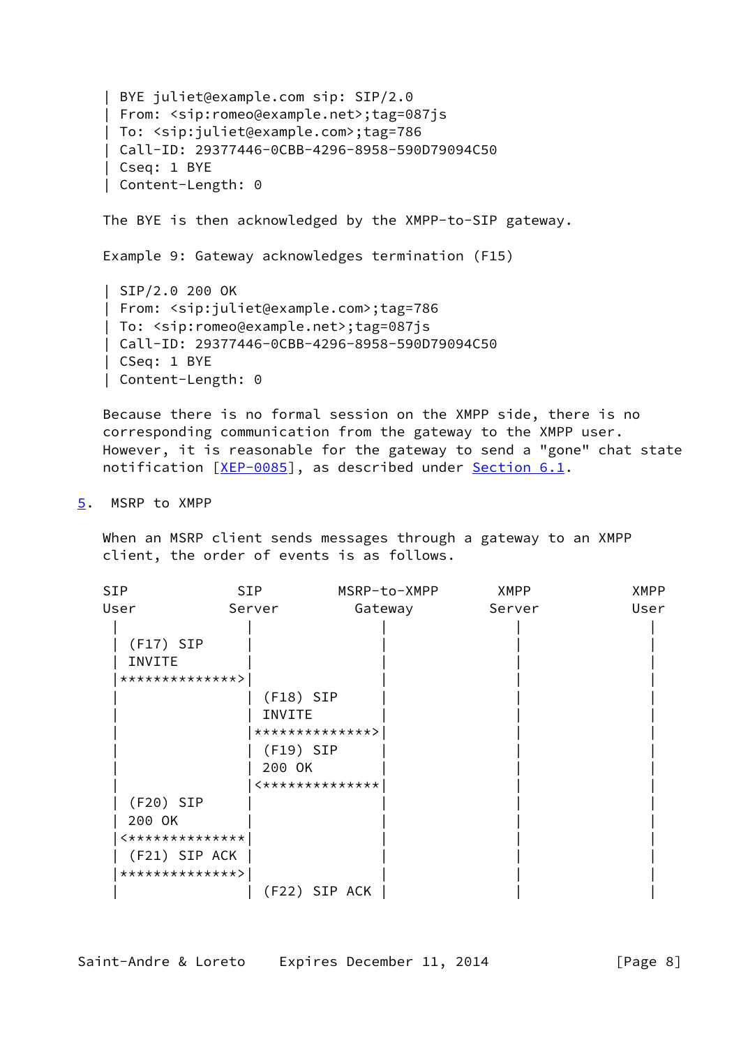```
| BYE juliet@example.com sip: SIP/2.0
| From: <sip:romeo@example.net>;tag=087js
| To: <sip:juliet@example.com>;tag=786
| Call-ID: 29377446-0CBB-4296-8958-590D79094C50
| Cseq: 1 BYE
| Content-Length: 0
```

The BYE is then acknowledged by the XMPP-to-SIP gateway.

Example 9: Gateway acknowledges termination (F15)

```
| SIP/2.0 200 OK
| From: <sip:juliet@example.com>;tag=786
| To: <sip:romeo@example.net>;tag=087js
| Call-ID: 29377446-0CBB-4296-8958-590D79094C50
| CSeq: 1 BYE
| Content-Length: 0
```

Because there is no formal session on the XMPP side, there is no corresponding communication from the gateway to the XMPP user. However, it is reasonable for the gateway to send a "gone" chat state notification [XEP-0085], as described under Section 6.1.

## 5. MSRP to XMPP

When an MSRP client sends messages through a gateway to an XMPP client, the order of events is as follows.

```
SIP             SIP         MSRP-to-XMPP      XMPP            XMPP
User          Server          Gateway        Server           User
  |               |               |               |               |
  | (F17) SIP     |               |               |               |
  | INVITE        |               |               |               |
  |**************>|               |               |               |
  |               | (F18) SIP     |               |               |
  |               | INVITE        |               |               |
  |               |**************>|               |               |
  |               | (F19) SIP     |               |               |
  |               | 200 OK        |               |               |
  |               |<**************|               |               |
  | (F20) SIP     |               |               |               |
  | 200 OK        |               |               |               |
  |<**************|               |               |               |
  | (F21) SIP ACK |               |               |               |
  |**************>|               |               |               |
  |               | (F22) SIP ACK |               |               |
```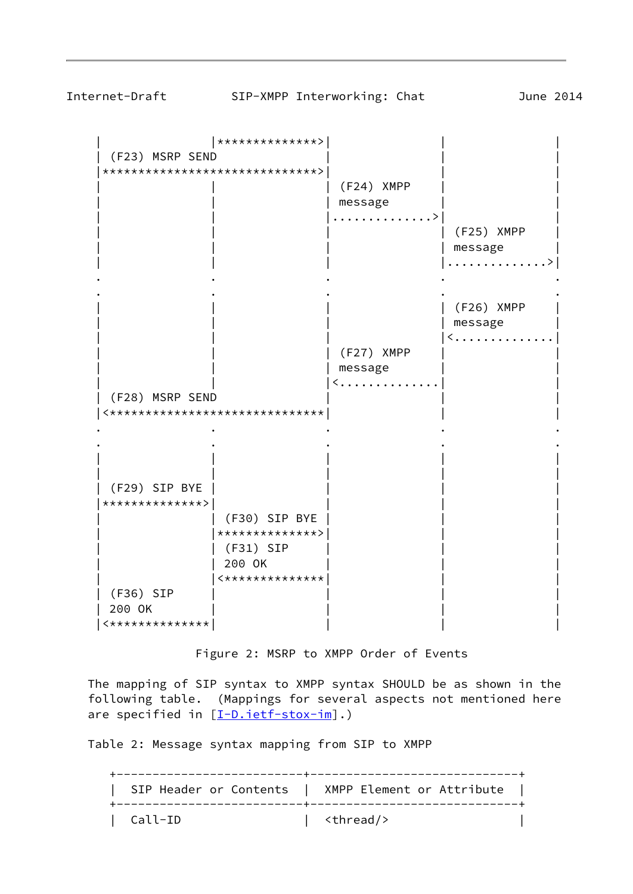```
   |               |**************>|              |              |
   | (F23) MSRP SEND               |              |              |
   |******************************>|              |              |
   |               |               | (F24) XMPP   |              |
   |               |               | message      |              |
   |               |               |.............>|              |
   |               |               |              | (F25) XMPP   |
   |               |               |              | message      |
   |               |               |              |.............>|
   .               .               .              .              .
   .               .               .              .              .
   |               |               |              | (F26) XMPP   |
   |               |               |              | message      |
   |               |               |              |<.............|
   |               |               | (F27) XMPP   |              |
   |               |               | message      |              |
   |               |               |<.............|              |
   | (F28) MSRP SEND               |              |              |
   |<******************************|              |              |
   .               .               .              .              .
   .               .               .              .              .
   |               |               |              |              |
   |               |               |              |              |
   | (F29) SIP BYE |               |              |              |
   |**************>|               |              |              |
   |               | (F30) SIP BYE |              |              |
   |               |**************>|              |              |
   |               | (F31) SIP     |              |              |
   |               | 200 OK        |              |              |
   |               |<**************|              |              |
   | (F36) SIP     |               |              |              |
   | 200 OK        |               |              |              |
   |<**************|               |              |              |
```

Figure 2: MSRP to XMPP Order of Events

The mapping of SIP syntax to XMPP syntax SHOULD be as shown in the following table. (Mappings for several aspects not mentioned here are specified in [I-D.ietf-stox-im].)

Table 2: Message syntax mapping from SIP to XMPP

| SIP Header or Contents | XMPP Element or Attribute |
|---|---|
| Call-ID | <thread/> |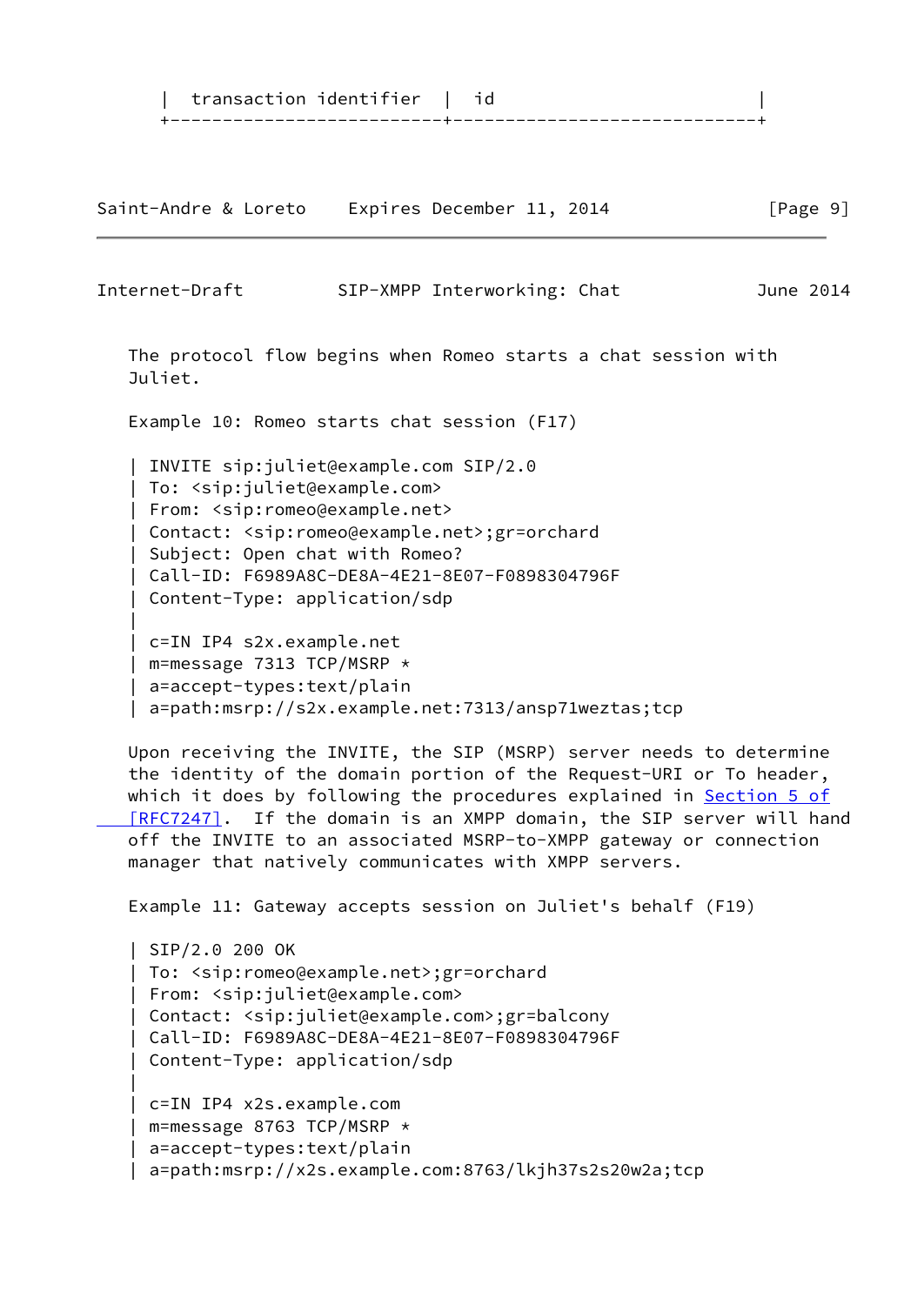| transaction identifier | id |
|---|---|

The protocol flow begins when Romeo starts a chat session with Juliet.

Example 10: Romeo starts chat session (F17)

```
| INVITE sip:juliet@example.com SIP/2.0
| To: <sip:juliet@example.com>
| From: <sip:romeo@example.net>
| Contact: <sip:romeo@example.net>;gr=orchard
| Subject: Open chat with Romeo?
| Call-ID: F6989A8C-DE8A-4E21-8E07-F0898304796F
| Content-Type: application/sdp
|
| c=IN IP4 s2x.example.net
| m=message 7313 TCP/MSRP *
| a=accept-types:text/plain
| a=path:msrp://s2x.example.net:7313/ansp71weztas;tcp
```

Upon receiving the INVITE, the SIP (MSRP) server needs to determine the identity of the domain portion of the Request-URI or To header, which it does by following the procedures explained in Section 5 of [RFC7247]. If the domain is an XMPP domain, the SIP server will hand off the INVITE to an associated MSRP-to-XMPP gateway or connection manager that natively communicates with XMPP servers.

Example 11: Gateway accepts session on Juliet's behalf (F19)

```
| SIP/2.0 200 OK
| To: <sip:romeo@example.net>;gr=orchard
| From: <sip:juliet@example.com>
| Contact: <sip:juliet@example.com>;gr=balcony
| Call-ID: F6989A8C-DE8A-4E21-8E07-F0898304796F
| Content-Type: application/sdp
|
| c=IN IP4 x2s.example.com
| m=message 8763 TCP/MSRP *
| a=accept-types:text/plain
| a=path:msrp://x2s.example.com:8763/lkjh37s2s20w2a;tcp
```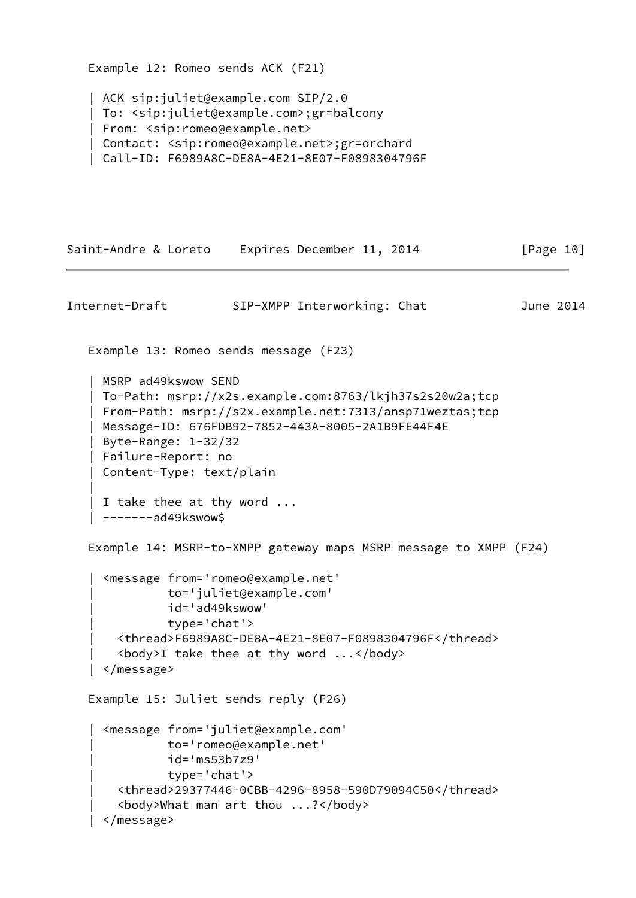Example 12: Romeo sends ACK (F21)

```
| ACK sip:juliet@example.com SIP/2.0
| To: <sip:juliet@example.com>;gr=balcony
| From: <sip:romeo@example.net>
| Contact: <sip:romeo@example.net>;gr=orchard
| Call-ID: F6989A8C-DE8A-4E21-8E07-F0898304796F
```

Example 13: Romeo sends message (F23)

```
| MSRP ad49kswow SEND
| To-Path: msrp://x2s.example.com:8763/lkjh37s2s20w2a;tcp
| From-Path: msrp://s2x.example.net:7313/ansp71weztas;tcp
| Message-ID: 676FDB92-7852-443A-8005-2A1B9FE44F4E
| Byte-Range: 1-32/32
| Failure-Report: no
| Content-Type: text/plain
|
| I take thee at thy word ...
| -------ad49kswow$
```

Example 14: MSRP-to-XMPP gateway maps MSRP message to XMPP (F24)

```
| <message from='romeo@example.net'
|          to='juliet@example.com'
|          id='ad49kswow'
|          type='chat'>
|   <thread>F6989A8C-DE8A-4E21-8E07-F0898304796F</thread>
|   <body>I take thee at thy word ...</body>
| </message>
```

Example 15: Juliet sends reply (F26)

```
| <message from='juliet@example.com'
|          to='romeo@example.net'
|          id='ms53b7z9'
|          type='chat'>
|   <thread>29377446-0CBB-4296-8958-590D79094C50</thread>
|   <body>What man art thou ...?</body>
| </message>
```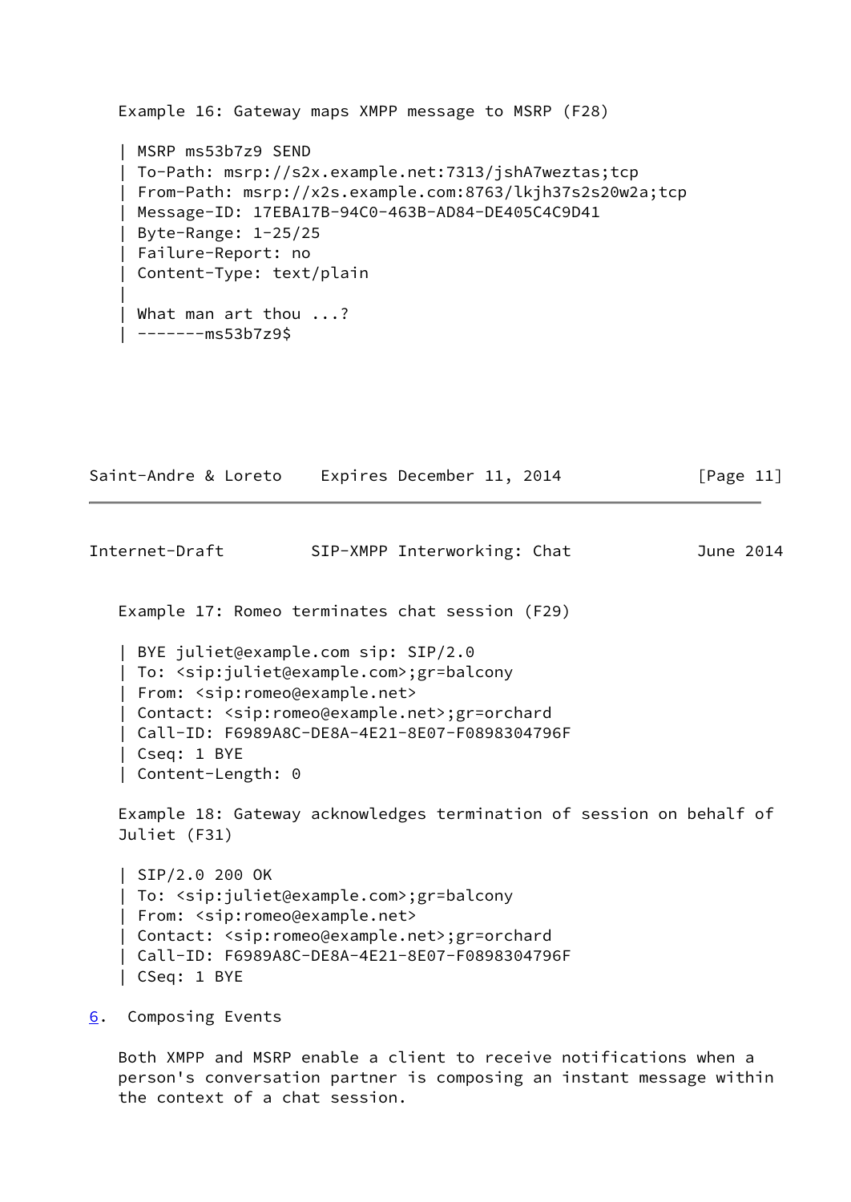Example 16: Gateway maps XMPP message to MSRP (F28)

```
| MSRP ms53b7z9 SEND
| To-Path: msrp://s2x.example.net:7313/jshA7weztas;tcp
| From-Path: msrp://x2s.example.com:8763/lkjh37s2s20w2a;tcp
| Message-ID: 17EBA17B-94C0-463B-AD84-DE405C4C9D41
| Byte-Range: 1-25/25
| Failure-Report: no
| Content-Type: text/plain
|
| What man art thou ...?
| -------ms53b7z9$
```

Example 17: Romeo terminates chat session (F29)

```
| BYE juliet@example.com sip: SIP/2.0
| To: <sip:juliet@example.com>;gr=balcony
| From: <sip:romeo@example.net>
| Contact: <sip:romeo@example.net>;gr=orchard
| Call-ID: F6989A8C-DE8A-4E21-8E07-F0898304796F
| Cseq: 1 BYE
| Content-Length: 0
```

Example 18: Gateway acknowledges termination of session on behalf of Juliet (F31)

```
| SIP/2.0 200 OK
| To: <sip:juliet@example.com>;gr=balcony
| From: <sip:romeo@example.net>
| Contact: <sip:romeo@example.net>;gr=orchard
| Call-ID: F6989A8C-DE8A-4E21-8E07-F0898304796F
| CSeq: 1 BYE
```

## 6. Composing Events

Both XMPP and MSRP enable a client to receive notifications when a person's conversation partner is composing an instant message within the context of a chat session.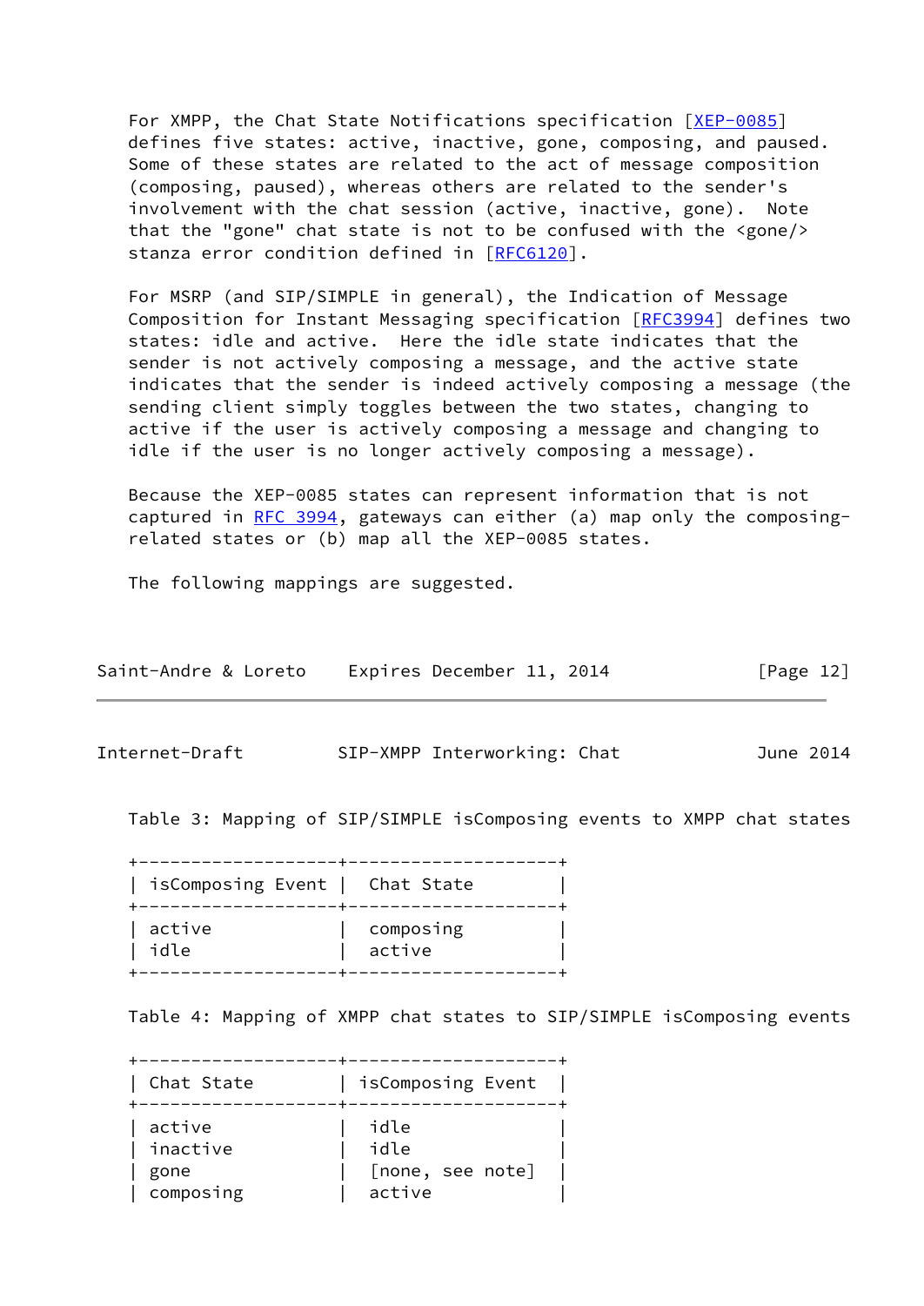For XMPP, the Chat State Notifications specification [XEP-0085] defines five states: active, inactive, gone, composing, and paused. Some of these states are related to the act of message composition (composing, paused), whereas others are related to the sender's involvement with the chat session (active, inactive, gone). Note that the "gone" chat state is not to be confused with the <gone/> stanza error condition defined in [RFC6120].

For MSRP (and SIP/SIMPLE in general), the Indication of Message Composition for Instant Messaging specification [RFC3994] defines two states: idle and active. Here the idle state indicates that the sender is not actively composing a message, and the active state indicates that the sender is indeed actively composing a message (the sending client simply toggles between the two states, changing to active if the user is actively composing a message and changing to idle if the user is no longer actively composing a message).

Because the XEP-0085 states can represent information that is not captured in RFC 3994, gateways can either (a) map only the composing-related states or (b) map all the XEP-0085 states.

The following mappings are suggested.

Table 3: Mapping of SIP/SIMPLE isComposing events to XMPP chat states

| isComposing Event | Chat State |
|---|---|
| active | composing |
| idle | active |

Table 4: Mapping of XMPP chat states to SIP/SIMPLE isComposing events

| Chat State | isComposing Event |
|---|---|
| active | idle |
| inactive | idle |
| gone | [none, see note] |
| composing | active |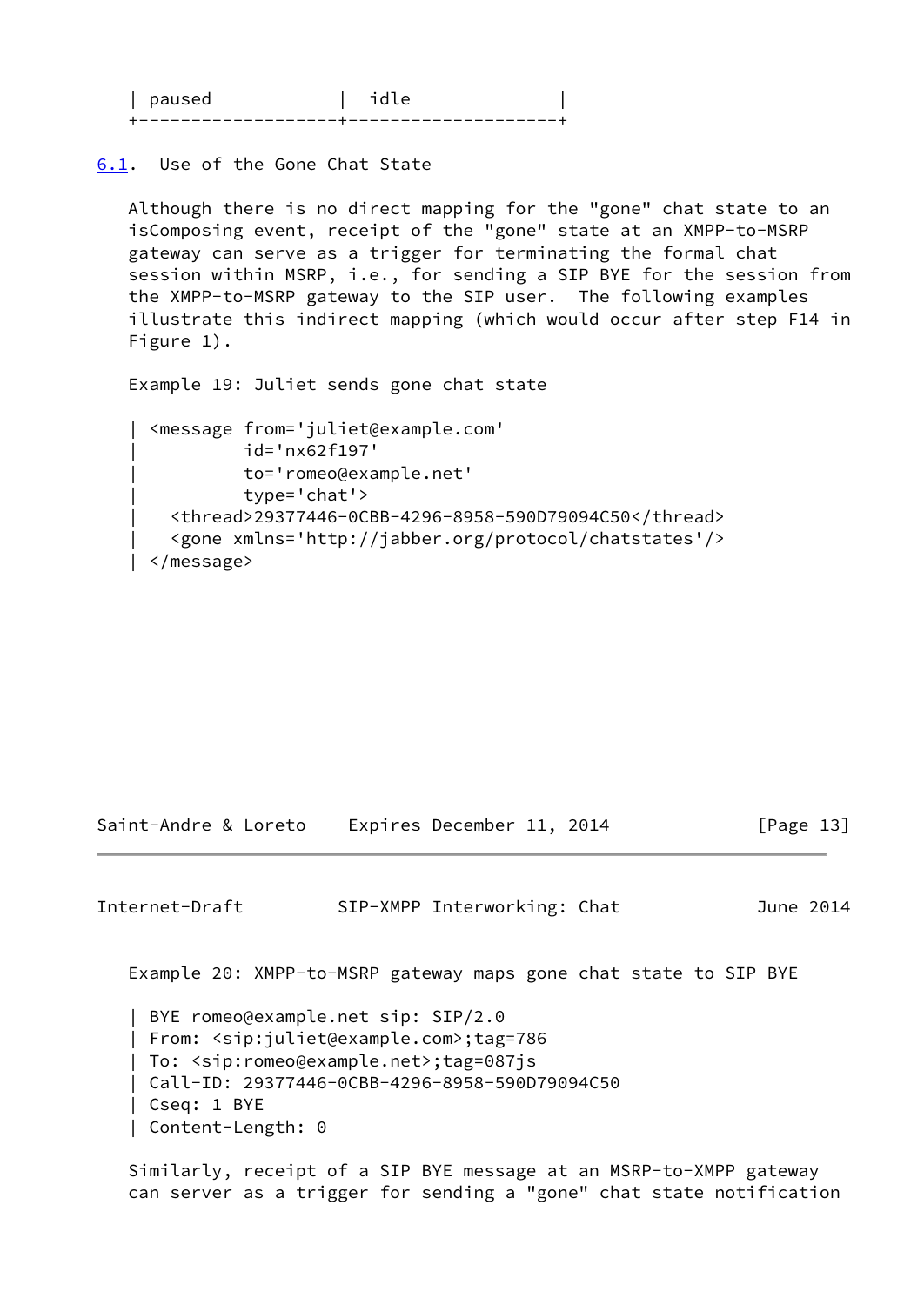| paused | idle |
|---|---|

## 6.1. Use of the Gone Chat State

Although there is no direct mapping for the "gone" chat state to an isComposing event, receipt of the "gone" state at an XMPP-to-MSRP gateway can serve as a trigger for terminating the formal chat session within MSRP, i.e., for sending a SIP BYE for the session from the XMPP-to-MSRP gateway to the SIP user. The following examples illustrate this indirect mapping (which would occur after step F14 in Figure 1).

Example 19: Juliet sends gone chat state

```
| <message from='juliet@example.com'
|          id='nx62f197'
|          to='romeo@example.net'
|          type='chat'>
|   <thread>29377446-0CBB-4296-8958-590D79094C50</thread>
|   <gone xmlns='http://jabber.org/protocol/chatstates'/>
| </message>
```

Example 20: XMPP-to-MSRP gateway maps gone chat state to SIP BYE

```
| BYE romeo@example.net sip: SIP/2.0
| From: <sip:juliet@example.com>;tag=786
| To: <sip:romeo@example.net>;tag=087js
| Call-ID: 29377446-0CBB-4296-8958-590D79094C50
| Cseq: 1 BYE
| Content-Length: 0
```

Similarly, receipt of a SIP BYE message at an MSRP-to-XMPP gateway can server as a trigger for sending a "gone" chat state notification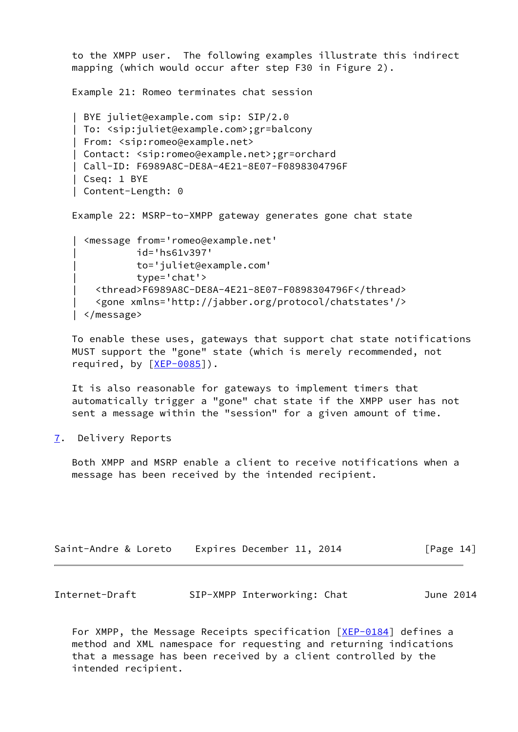to the XMPP user. The following examples illustrate this indirect mapping (which would occur after step F30 in Figure 2).

Example 21: Romeo terminates chat session

```
| BYE juliet@example.com sip: SIP/2.0
| To: <sip:juliet@example.com>;gr=balcony
| From: <sip:romeo@example.net>
| Contact: <sip:romeo@example.net>;gr=orchard
| Call-ID: F6989A8C-DE8A-4E21-8E07-F0898304796F
| Cseq: 1 BYE
| Content-Length: 0
```

Example 22: MSRP-to-XMPP gateway generates gone chat state

```
| <message from='romeo@example.net'
|          id='hs61v397'
|          to='juliet@example.com'
|          type='chat'>
|   <thread>F6989A8C-DE8A-4E21-8E07-F0898304796F</thread>
|   <gone xmlns='http://jabber.org/protocol/chatstates'/>
| </message>
```

To enable these uses, gateways that support chat state notifications MUST support the "gone" state (which is merely recommended, not required, by [XEP-0085]).

It is also reasonable for gateways to implement timers that automatically trigger a "gone" chat state if the XMPP user has not sent a message within the "session" for a given amount of time.

## 7. Delivery Reports

Both XMPP and MSRP enable a client to receive notifications when a message has been received by the intended recipient.

For XMPP, the Message Receipts specification [XEP-0184] defines a method and XML namespace for requesting and returning indications that a message has been received by a client controlled by the intended recipient.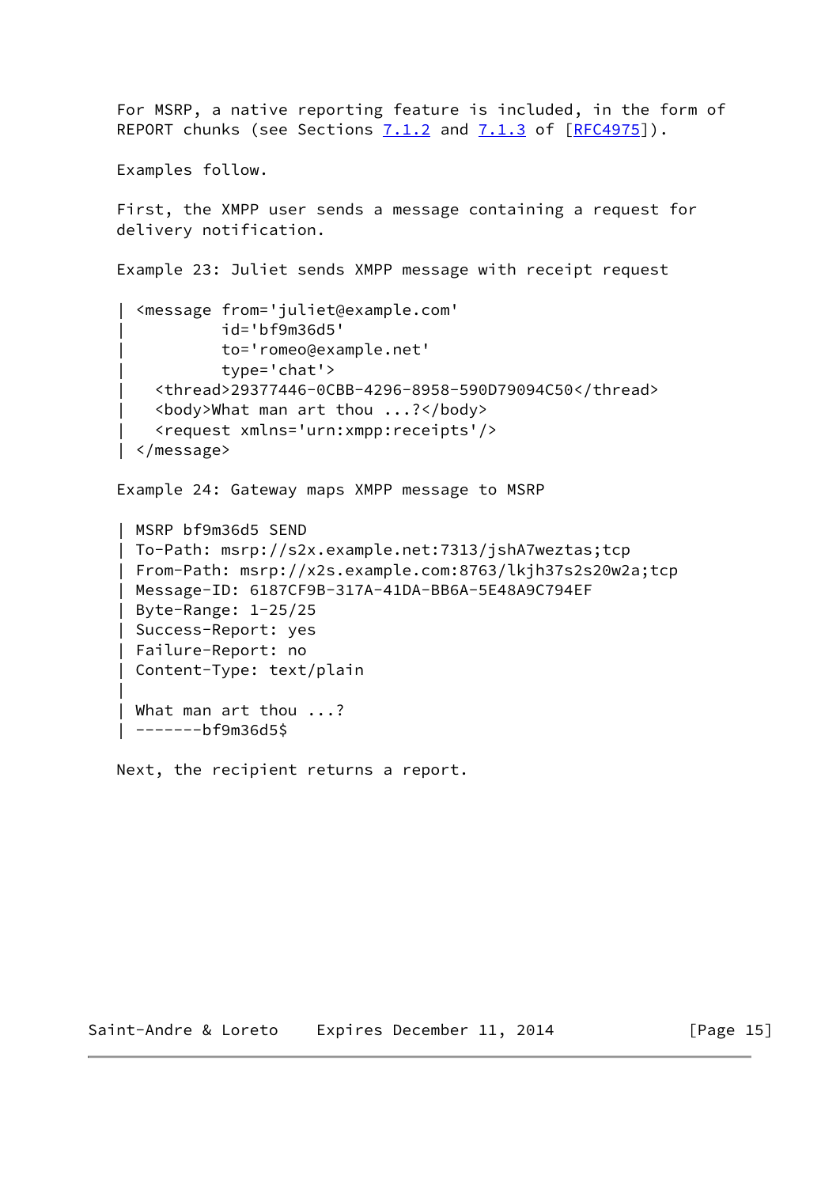For MSRP, a native reporting feature is included, in the form of REPORT chunks (see Sections 7.1.2 and 7.1.3 of [RFC4975]).

Examples follow.

First, the XMPP user sends a message containing a request for delivery notification.

Example 23: Juliet sends XMPP message with receipt request

```
| <message from='juliet@example.com'
|          id='bf9m36d5'
|          to='romeo@example.net'
|          type='chat'>
|   <thread>29377446-0CBB-4296-8958-590D79094C50</thread>
|   <body>What man art thou ...?</body>
|   <request xmlns='urn:xmpp:receipts'/>
| </message>
```

Example 24: Gateway maps XMPP message to MSRP

```
| MSRP bf9m36d5 SEND
| To-Path: msrp://s2x.example.net:7313/jshA7weztas;tcp
| From-Path: msrp://x2s.example.com:8763/lkjh37s2s20w2a;tcp
| Message-ID: 6187CF9B-317A-41DA-BB6A-5E48A9C794EF
| Byte-Range: 1-25/25
| Success-Report: yes
| Failure-Report: no
| Content-Type: text/plain
|
| What man art thou ...?
| -------bf9m36d5$
```

Next, the recipient returns a report.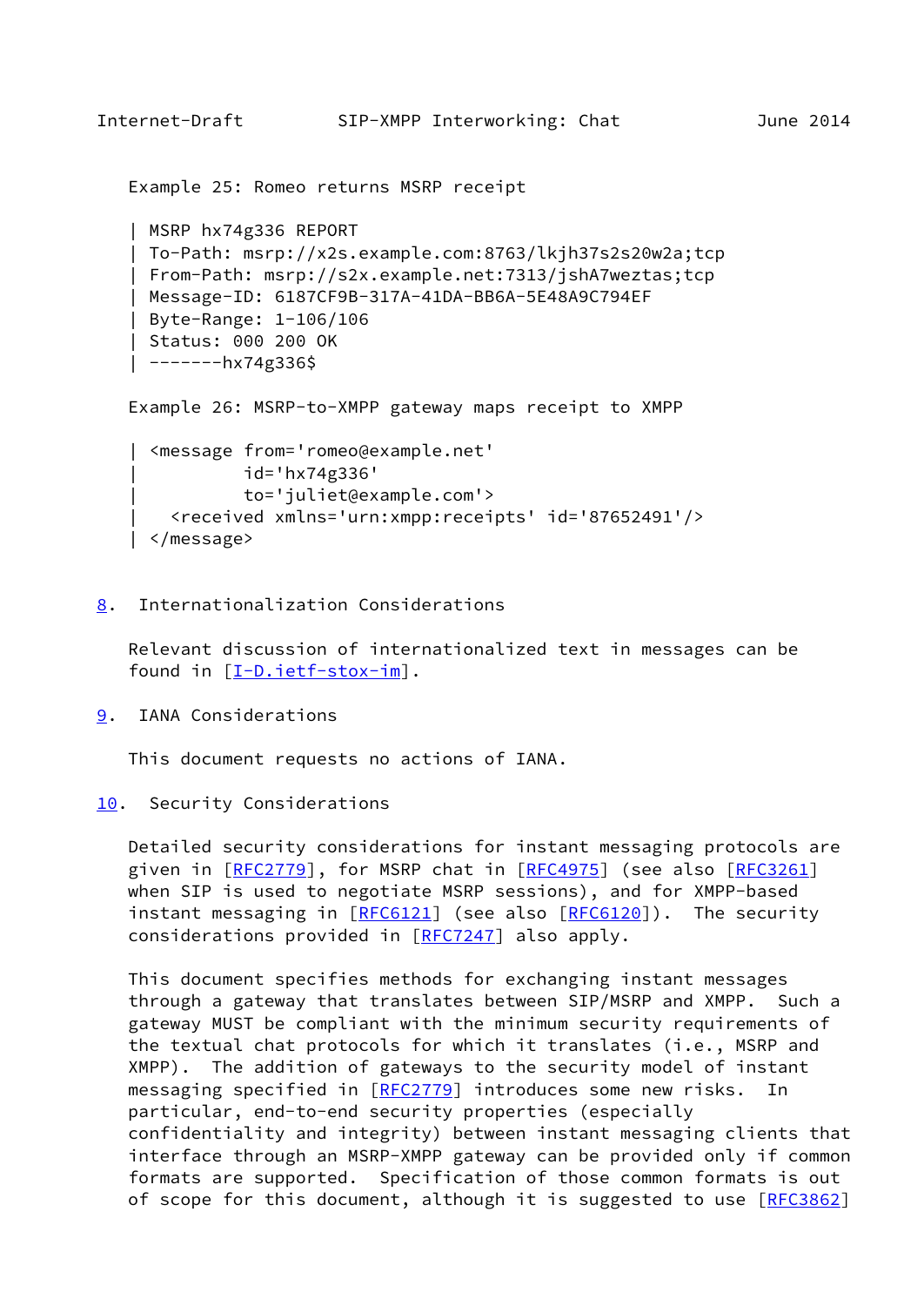Example 25: Romeo returns MSRP receipt

```
| MSRP hx74g336 REPORT
| To-Path: msrp://x2s.example.com:8763/lkjh37s2s20w2a;tcp
| From-Path: msrp://s2x.example.net:7313/jshA7weztas;tcp
| Message-ID: 6187CF9B-317A-41DA-BB6A-5E48A9C794EF
| Byte-Range: 1-106/106
| Status: 000 200 OK
| -------hx74g336$
```

Example 26: MSRP-to-XMPP gateway maps receipt to XMPP

```
| <message from='romeo@example.net'
|          id='hx74g336'
|          to='juliet@example.com'>
|   <received xmlns='urn:xmpp:receipts' id='87652491'/>
| </message>
```

## 8. Internationalization Considerations

Relevant discussion of internationalized text in messages can be found in [I-D.ietf-stox-im].

## 9. IANA Considerations

This document requests no actions of IANA.

## 10. Security Considerations

Detailed security considerations for instant messaging protocols are given in [RFC2779], for MSRP chat in [RFC4975] (see also [RFC3261] when SIP is used to negotiate MSRP sessions), and for XMPP-based instant messaging in [RFC6121] (see also [RFC6120]). The security considerations provided in [RFC7247] also apply.

This document specifies methods for exchanging instant messages through a gateway that translates between SIP/MSRP and XMPP. Such a gateway MUST be compliant with the minimum security requirements of the textual chat protocols for which it translates (i.e., MSRP and XMPP). The addition of gateways to the security model of instant messaging specified in [RFC2779] introduces some new risks. In particular, end-to-end security properties (especially confidentiality and integrity) between instant messaging clients that interface through an MSRP-XMPP gateway can be provided only if common formats are supported. Specification of those common formats is out of scope for this document, although it is suggested to use [RFC3862]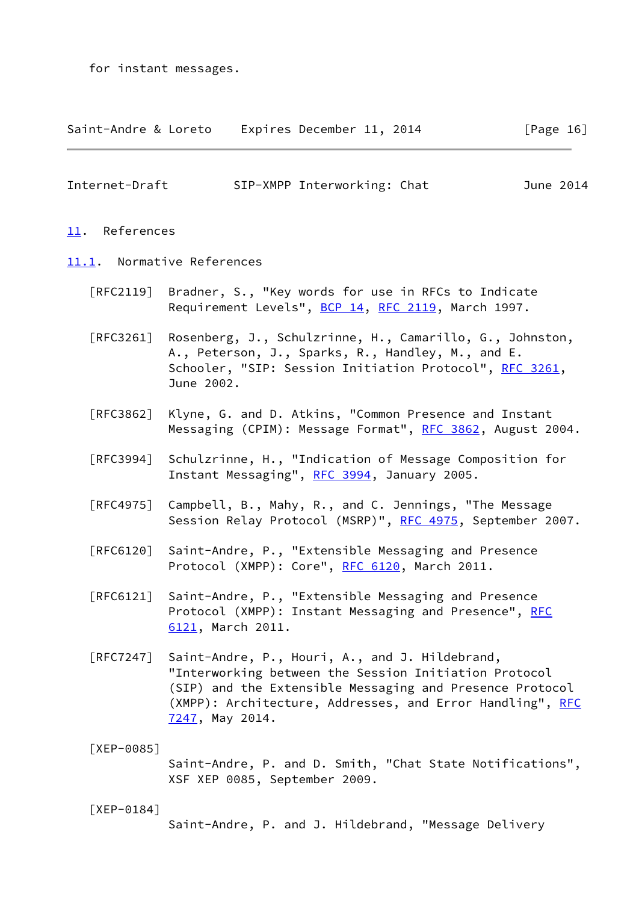for instant messages.

## 11. References

### 11.1. Normative References

[RFC2119] Bradner, S., "Key words for use in RFCs to Indicate Requirement Levels", BCP 14, RFC 2119, March 1997.

[RFC3261] Rosenberg, J., Schulzrinne, H., Camarillo, G., Johnston, A., Peterson, J., Sparks, R., Handley, M., and E. Schooler, "SIP: Session Initiation Protocol", RFC 3261, June 2002.

[RFC3862] Klyne, G. and D. Atkins, "Common Presence and Instant Messaging (CPIM): Message Format", RFC 3862, August 2004.

[RFC3994] Schulzrinne, H., "Indication of Message Composition for Instant Messaging", RFC 3994, January 2005.

[RFC4975] Campbell, B., Mahy, R., and C. Jennings, "The Message Session Relay Protocol (MSRP)", RFC 4975, September 2007.

[RFC6120] Saint-Andre, P., "Extensible Messaging and Presence Protocol (XMPP): Core", RFC 6120, March 2011.

[RFC6121] Saint-Andre, P., "Extensible Messaging and Presence Protocol (XMPP): Instant Messaging and Presence", RFC 6121, March 2011.

[RFC7247] Saint-Andre, P., Houri, A., and J. Hildebrand, "Interworking between the Session Initiation Protocol (SIP) and the Extensible Messaging and Presence Protocol (XMPP): Architecture, Addresses, and Error Handling", RFC 7247, May 2014.

[XEP-0085] Saint-Andre, P. and D. Smith, "Chat State Notifications", XSF XEP 0085, September 2009.

[XEP-0184] Saint-Andre, P. and J. Hildebrand, "Message Delivery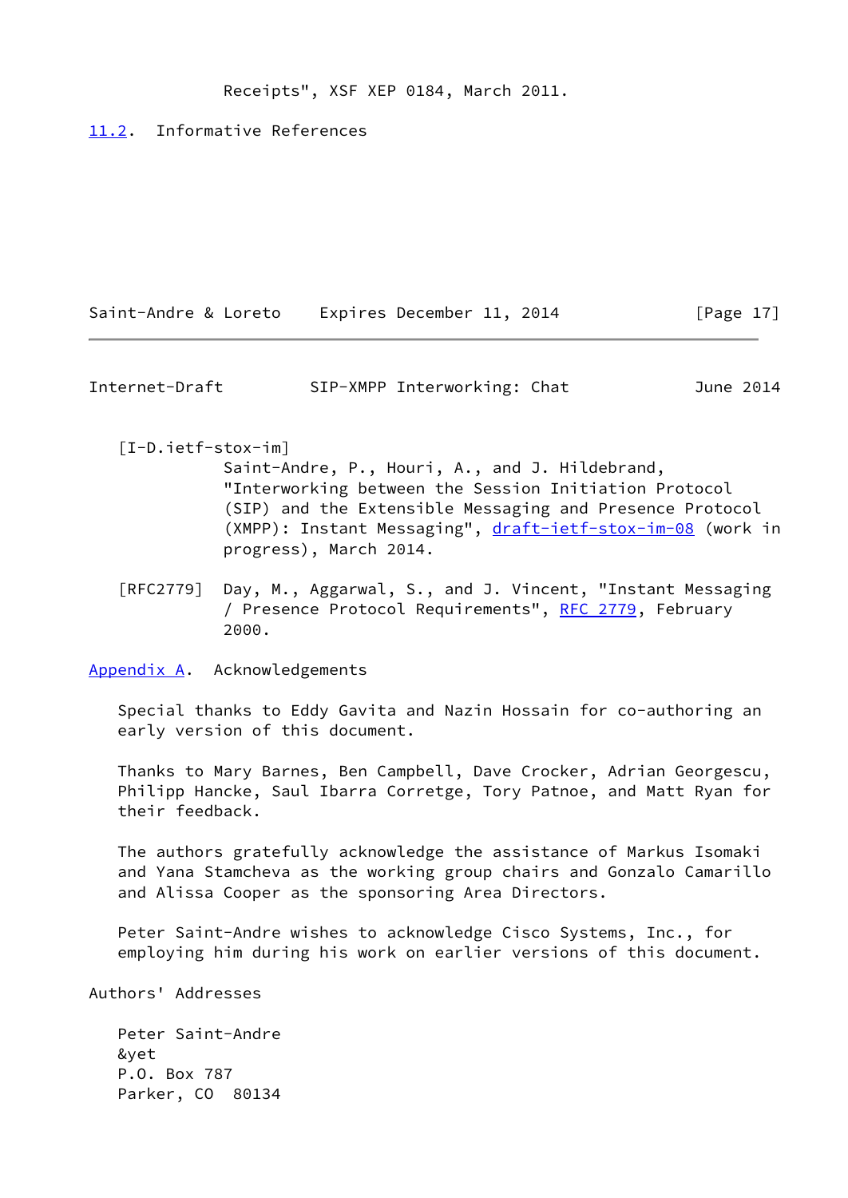Receipts", XSF XEP 0184, March 2011.

### 11.2. Informative References

[I-D.ietf-stox-im]
Saint-Andre, P., Houri, A., and J. Hildebrand, "Interworking between the Session Initiation Protocol (SIP) and the Extensible Messaging and Presence Protocol (XMPP): Instant Messaging", draft-ietf-stox-im-08 (work in progress), March 2014.

[RFC2779] Day, M., Aggarwal, S., and J. Vincent, "Instant Messaging / Presence Protocol Requirements", RFC 2779, February 2000.

## Appendix A. Acknowledgements

Special thanks to Eddy Gavita and Nazin Hossain for co-authoring an early version of this document.

Thanks to Mary Barnes, Ben Campbell, Dave Crocker, Adrian Georgescu, Philipp Hancke, Saul Ibarra Corretge, Tory Patnoe, and Matt Ryan for their feedback.

The authors gratefully acknowledge the assistance of Markus Isomaki and Yana Stamcheva as the working group chairs and Gonzalo Camarillo and Alissa Cooper as the sponsoring Area Directors.

Peter Saint-Andre wishes to acknowledge Cisco Systems, Inc., for employing him during his work on earlier versions of this document.

## Authors' Addresses

Peter Saint-Andre
&yet
P.O. Box 787
Parker, CO 80134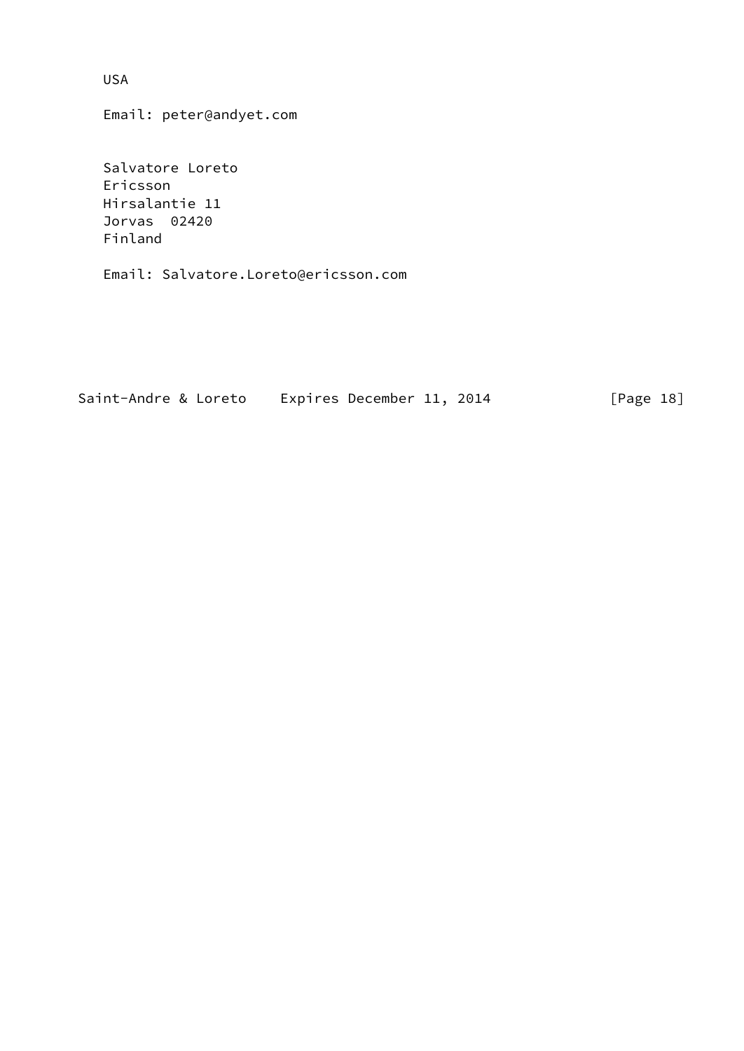USA

Email: peter@andyet.com

Salvatore Loreto
Ericsson
Hirsalantie 11
Jorvas  02420
Finland

Email: Salvatore.Loreto@ericsson.com